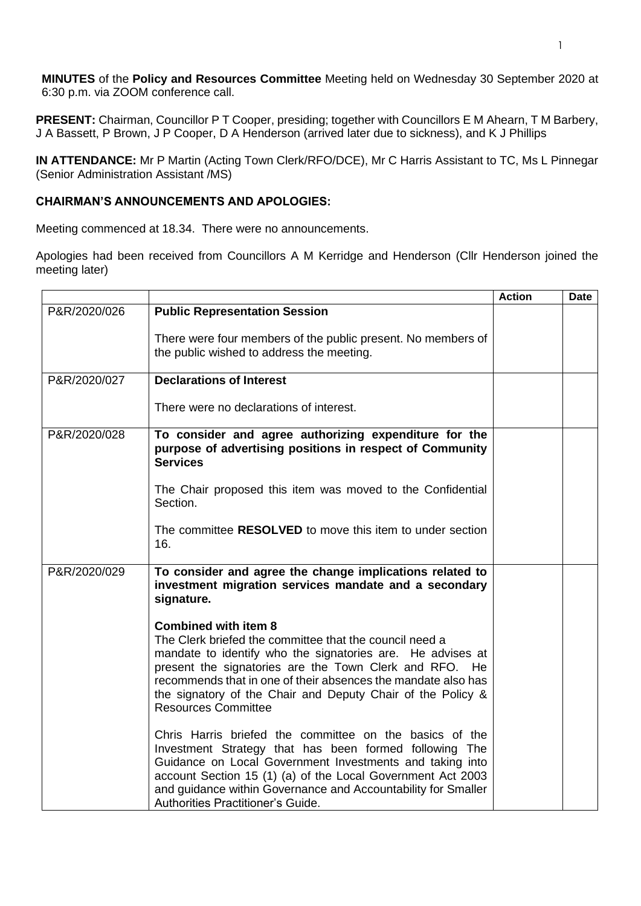**MINUTES** of the **Policy and Resources Committee** Meeting held on Wednesday 30 September 2020 at 6:30 p.m. via ZOOM conference call.

**PRESENT:** Chairman, Councillor P T Cooper, presiding; together with Councillors E M Ahearn, T M Barbery, J A Bassett, P Brown, J P Cooper, D A Henderson (arrived later due to sickness), and K J Phillips

**IN ATTENDANCE:** Mr P Martin (Acting Town Clerk/RFO/DCE), Mr C Harris Assistant to TC, Ms L Pinnegar (Senior Administration Assistant /MS)

## CHAIRMAN'S ANNOUNCEMENTS AND APOLOGIES:

Meeting commenced at 18.34. There were no announcements.

Apologies had been received from Councillors A M Kerridge and Henderson (Cllr Henderson joined the meeting later)

| | | Action | Date |
|---|---|---|---|
| P&R/2020/026 | **Public Representation Session**<br><br>There were four members of the public present. No members of the public wished to address the meeting. | | |
| P&R/2020/027 | **Declarations of Interest**<br><br>There were no declarations of interest. | | |
| P&R/2020/028 | **To consider and agree authorizing expenditure for the purpose of advertising positions in respect of Community Services**<br><br>The Chair proposed this item was moved to the Confidential Section.<br><br>The committee **RESOLVED** to move this item to under section 16. | | |
| P&R/2020/029 | **To consider and agree the change implications related to investment migration services mandate and a secondary signature.**<br><br>**Combined with item 8**<br>The Clerk briefed the committee that the council need a mandate to identify who the signatories are. He advises at present the signatories are the Town Clerk and RFO. He recommends that in one of their absences the mandate also has the signatory of the Chair and Deputy Chair of the Policy & Resources Committee<br><br>Chris Harris briefed the committee on the basics of the Investment Strategy that has been formed following The Guidance on Local Government Investments and taking into account Section 15 (1) (a) of the Local Government Act 2003 and guidance within Governance and Accountability for Smaller Authorities Practitioner's Guide. | | |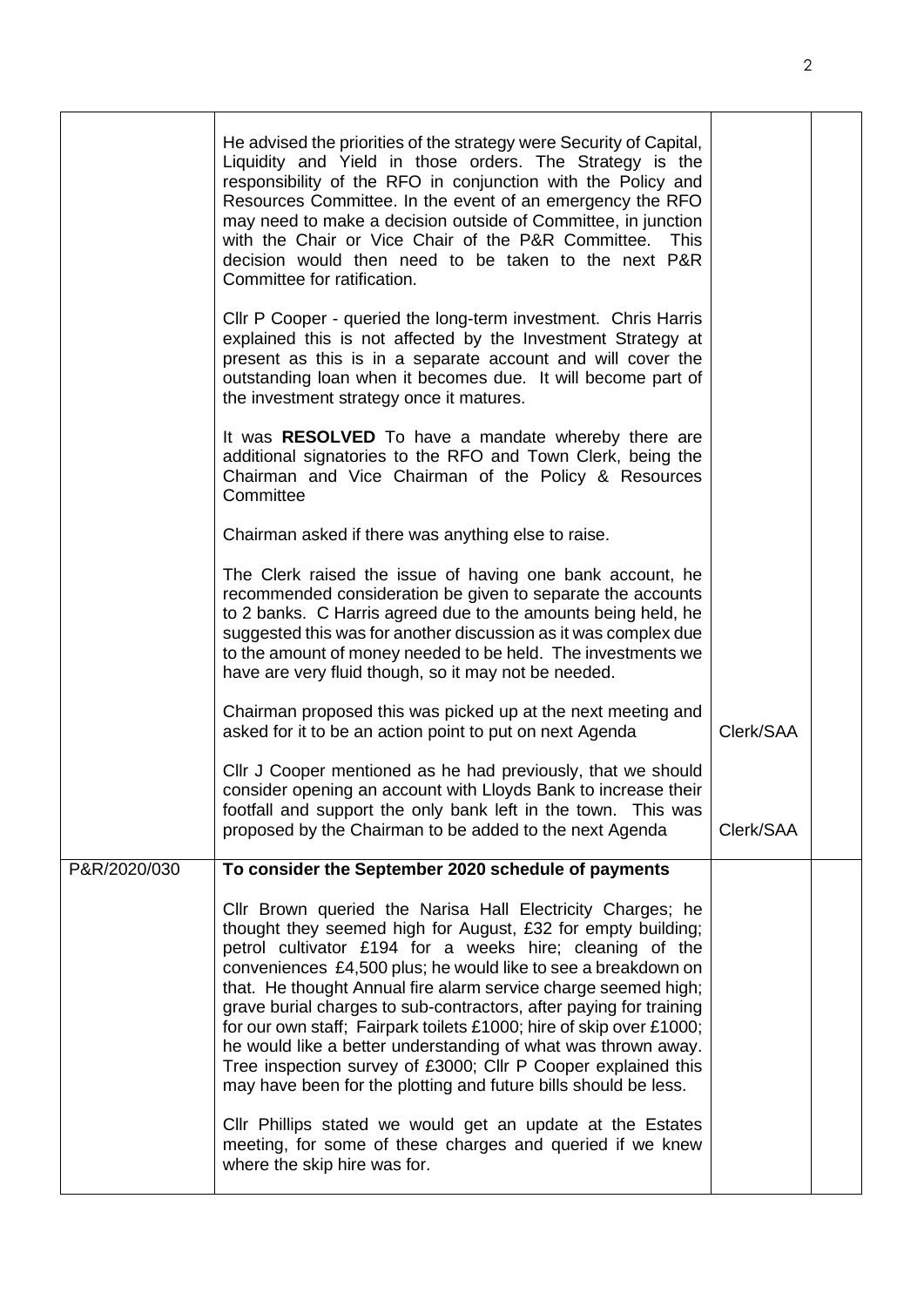| | | | |
|---|---|---|---|
| | He advised the priorities of the strategy were Security of Capital, Liquidity and Yield in those orders. The Strategy is the responsibility of the RFO in conjunction with the Policy and Resources Committee. In the event of an emergency the RFO may need to make a decision outside of Committee, in junction with the Chair or Vice Chair of the P&R Committee. This decision would then need to be taken to the next P&R Committee for ratification.<br><br>Cllr P Cooper - queried the long-term investment. Chris Harris explained this is not affected by the Investment Strategy at present as this is in a separate account and will cover the outstanding loan when it becomes due. It will become part of the investment strategy once it matures.<br><br>It was **RESOLVED** To have a mandate whereby there are additional signatories to the RFO and Town Clerk, being the Chairman and Vice Chairman of the Policy & Resources Committee<br><br>Chairman asked if there was anything else to raise.<br><br>The Clerk raised the issue of having one bank account, he recommended consideration be given to separate the accounts to 2 banks. C Harris agreed due to the amounts being held, he suggested this was for another discussion as it was complex due to the amount of money needed to be held. The investments we have are very fluid though, so it may not be needed.<br><br>Chairman proposed this was picked up at the next meeting and asked for it to be an action point to put on next Agenda<br><br>Cllr J Cooper mentioned as he had previously, that we should consider opening an account with Lloyds Bank to increase their footfall and support the only bank left in the town. This was proposed by the Chairman to be added to the next Agenda | Clerk/SAA<br><br>Clerk/SAA | |
| P&R/2020/030 | **To consider the September 2020 schedule of payments**<br><br>Cllr Brown queried the Narisa Hall Electricity Charges; he thought they seemed high for August, £32 for empty building; petrol cultivator £194 for a weeks hire; cleaning of the conveniences £4,500 plus; he would like to see a breakdown on that. He thought Annual fire alarm service charge seemed high; grave burial charges to sub-contractors, after paying for training for our own staff; Fairpark toilets £1000; hire of skip over £1000; he would like a better understanding of what was thrown away. Tree inspection survey of £3000; Cllr P Cooper explained this may have been for the plotting and future bills should be less.<br><br>Cllr Phillips stated we would get an update at the Estates meeting, for some of these charges and queried if we knew where the skip hire was for. | | |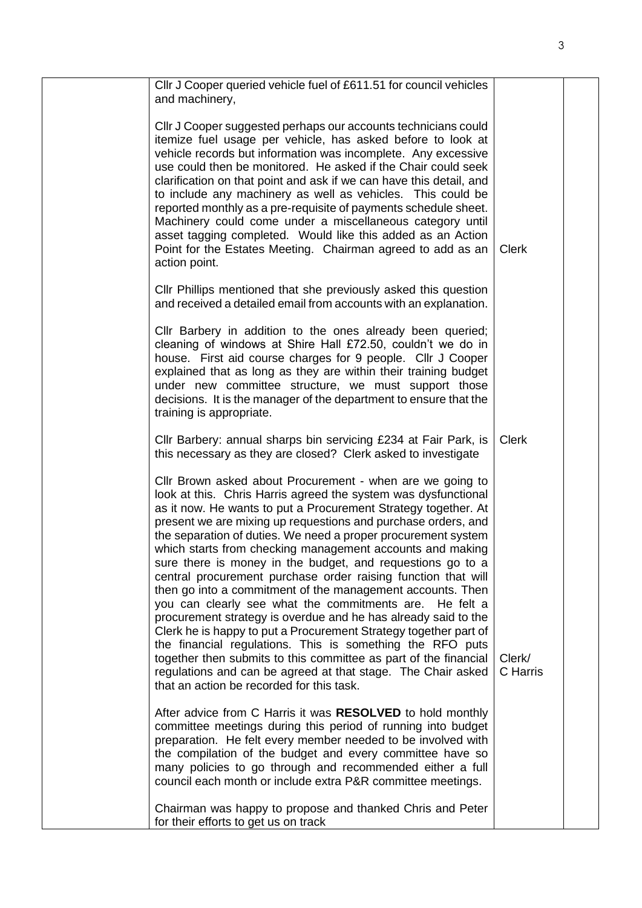| | | | |
|---|---|---|---|
| | Cllr J Cooper queried vehicle fuel of £611.51 for council vehicles and machinery,<br><br>Cllr J Cooper suggested perhaps our accounts technicians could itemize fuel usage per vehicle, has asked before to look at vehicle records but information was incomplete. Any excessive use could then be monitored. He asked if the Chair could seek clarification on that point and ask if we can have this detail, and to include any machinery as well as vehicles. This could be reported monthly as a pre-requisite of payments schedule sheet. Machinery could come under a miscellaneous category until asset tagging completed. Would like this added as an Action Point for the Estates Meeting. Chairman agreed to add as an action point. | Clerk | |
| | Cllr Phillips mentioned that she previously asked this question and received a detailed email from accounts with an explanation.<br><br>Cllr Barbery in addition to the ones already been queried; cleaning of windows at Shire Hall £72.50, couldn't we do in house. First aid course charges for 9 people. Cllr J Cooper explained that as long as they are within their training budget under new committee structure, we must support those decisions. It is the manager of the department to ensure that the training is appropriate. | | |
| | Cllr Barbery: annual sharps bin servicing £234 at Fair Park, is this necessary as they are closed? Clerk asked to investigate | Clerk | |
| | Cllr Brown asked about Procurement - when are we going to look at this. Chris Harris agreed the system was dysfunctional as it now. He wants to put a Procurement Strategy together. At present we are mixing up requestions and purchase orders, and the separation of duties. We need a proper procurement system which starts from checking management accounts and making sure there is money in the budget, and requestions go to a central procurement purchase order raising function that will then go into a commitment of the management accounts. Then you can clearly see what the commitments are. He felt a procurement strategy is overdue and he has already said to the Clerk he is happy to put a Procurement Strategy together part of the financial regulations. This is something the RFO puts together then submits to this committee as part of the financial regulations and can be agreed at that stage. The Chair asked that an action be recorded for this task. | Clerk/ C Harris | |
| | After advice from C Harris it was **RESOLVED** to hold monthly committee meetings during this period of running into budget preparation. He felt every member needed to be involved with the compilation of the budget and every committee have so many policies to go through and recommended either a full council each month or include extra P&R committee meetings.<br><br>Chairman was happy to propose and thanked Chris and Peter for their efforts to get us on track | | |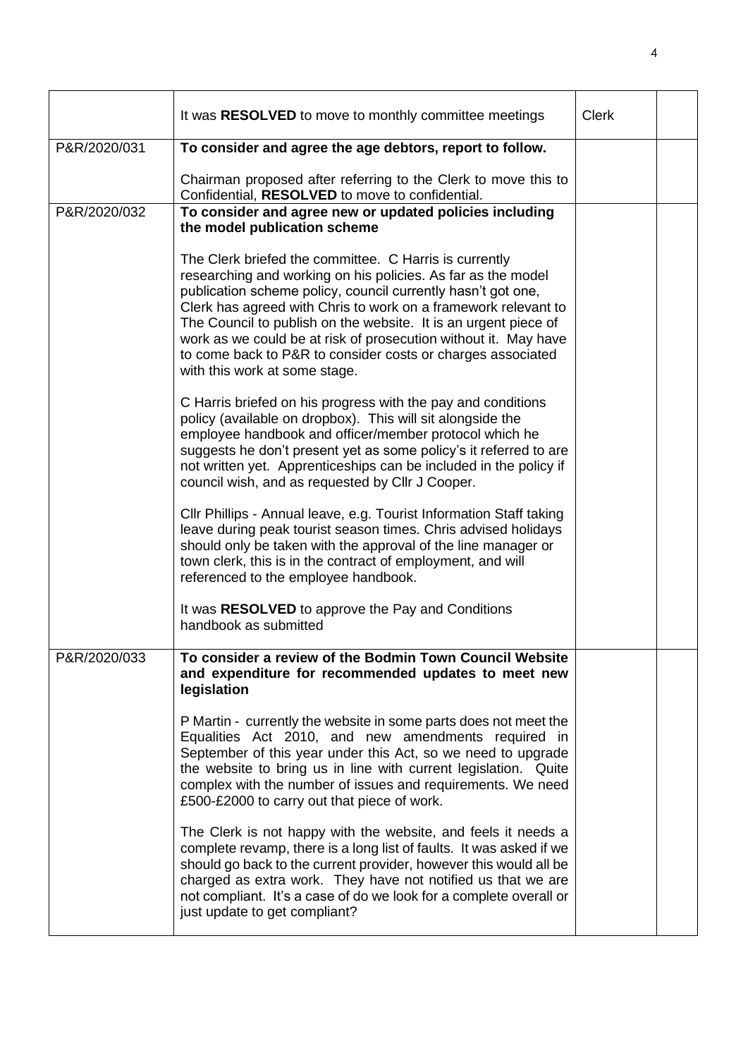| | | | |
|---|---|---|---|
| | It was **RESOLVED** to move to monthly committee meetings | Clerk | |
| P&R/2020/031 | **To consider and agree the age debtors, report to follow.**<br><br>Chairman proposed after referring to the Clerk to move this to Confidential, **RESOLVED** to move to confidential. | | |
| P&R/2020/032 | **To consider and agree new or updated policies including the model publication scheme**<br><br>The Clerk briefed the committee. C Harris is currently researching and working on his policies. As far as the model publication scheme policy, council currently hasn't got one, Clerk has agreed with Chris to work on a framework relevant to The Council to publish on the website. It is an urgent piece of work as we could be at risk of prosecution without it. May have to come back to P&R to consider costs or charges associated with this work at some stage.<br><br>C Harris briefed on his progress with the pay and conditions policy (available on dropbox). This will sit alongside the employee handbook and officer/member protocol which he suggests he don't present yet as some policy's it referred to are not written yet. Apprenticeships can be included in the policy if council wish, and as requested by Cllr J Cooper.<br><br>Cllr Phillips - Annual leave, e.g. Tourist Information Staff taking leave during peak tourist season times. Chris advised holidays should only be taken with the approval of the line manager or town clerk, this is in the contract of employment, and will referenced to the employee handbook.<br><br>It was **RESOLVED** to approve the Pay and Conditions handbook as submitted | | |
| P&R/2020/033 | **To consider a review of the Bodmin Town Council Website and expenditure for recommended updates to meet new legislation**<br><br>P Martin - currently the website in some parts does not meet the Equalities Act 2010, and new amendments required in September of this year under this Act, so we need to upgrade the website to bring us in line with current legislation. Quite complex with the number of issues and requirements. We need £500-£2000 to carry out that piece of work.<br><br>The Clerk is not happy with the website, and feels it needs a complete revamp, there is a long list of faults. It was asked if we should go back to the current provider, however this would all be charged as extra work. They have not notified us that we are not compliant. It's a case of do we look for a complete overall or just update to get compliant? | | |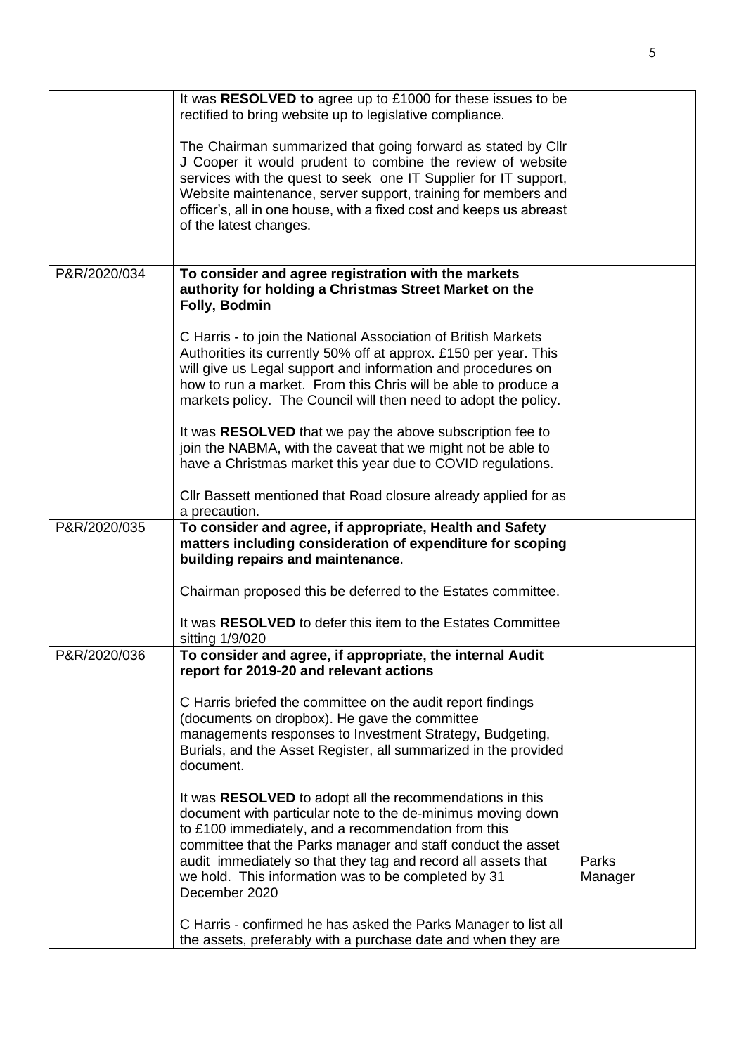| | | | |
|---|---|---|---|
| | It was **RESOLVED to** agree up to £1000 for these issues to be rectified to bring website up to legislative compliance.<br><br>The Chairman summarized that going forward as stated by Cllr J Cooper it would prudent to combine the review of website services with the quest to seek one IT Supplier for IT support, Website maintenance, server support, training for members and officer's, all in one house, with a fixed cost and keeps us abreast of the latest changes. | | |
| P&R/2020/034 | **To consider and agree registration with the markets authority for holding a Christmas Street Market on the Folly, Bodmin**<br><br>C Harris - to join the National Association of British Markets Authorities its currently 50% off at approx. £150 per year. This will give us Legal support and information and procedures on how to run a market. From this Chris will be able to produce a markets policy. The Council will then need to adopt the policy.<br><br>It was **RESOLVED** that we pay the above subscription fee to join the NABMA, with the caveat that we might not be able to have a Christmas market this year due to COVID regulations.<br><br>Cllr Bassett mentioned that Road closure already applied for as a precaution. | | |
| P&R/2020/035 | **To consider and agree, if appropriate, Health and Safety matters including consideration of expenditure for scoping building repairs and maintenance**.<br><br>Chairman proposed this be deferred to the Estates committee.<br><br>It was **RESOLVED** to defer this item to the Estates Committee sitting 1/9/020 | | |
| P&R/2020/036 | **To consider and agree, if appropriate, the internal Audit report for 2019-20 and relevant actions**<br><br>C Harris briefed the committee on the audit report findings (documents on dropbox). He gave the committee managements responses to Investment Strategy, Budgeting, Burials, and the Asset Register, all summarized in the provided document.<br><br>It was **RESOLVED** to adopt all the recommendations in this document with particular note to the de-minimus moving down to £100 immediately, and a recommendation from this committee that the Parks manager and staff conduct the asset audit immediately so that they tag and record all assets that we hold. This information was to be completed by 31 December 2020<br><br>C Harris - confirmed he has asked the Parks Manager to list all the assets, preferably with a purchase date and when they are | Parks Manager | |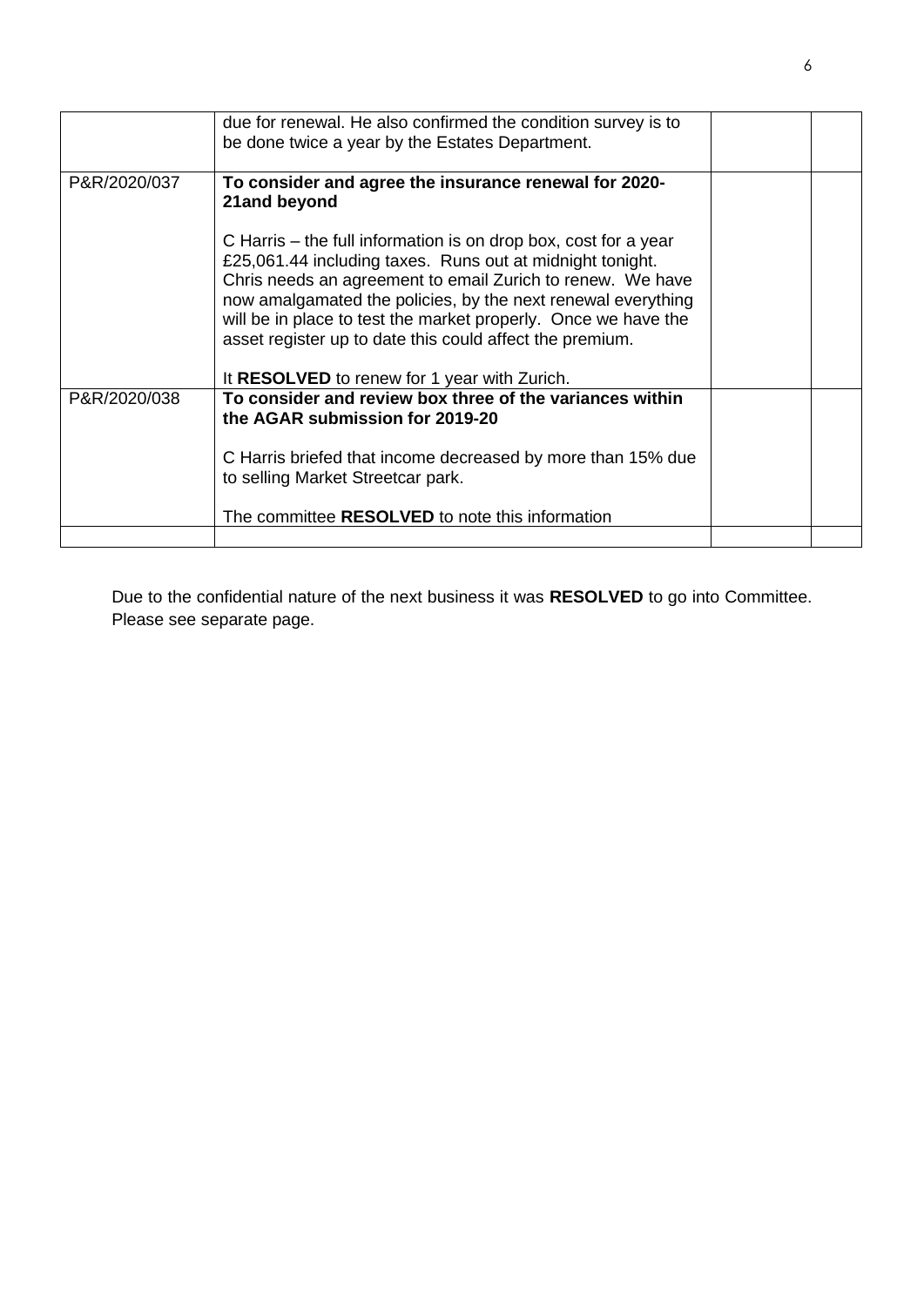| | | | |
|---|---|---|---|
| | due for renewal. He also confirmed the condition survey is to be done twice a year by the Estates Department. | | |
| P&R/2020/037 | **To consider and agree the insurance renewal for 2020-21and beyond**<br><br>C Harris – the full information is on drop box, cost for a year £25,061.44 including taxes. Runs out at midnight tonight. Chris needs an agreement to email Zurich to renew. We have now amalgamated the policies, by the next renewal everything will be in place to test the market properly. Once we have the asset register up to date this could affect the premium.<br><br>It **RESOLVED** to renew for 1 year with Zurich. | | |
| P&R/2020/038 | **To consider and review box three of the variances within the AGAR submission for 2019-20**<br><br>C Harris briefed that income decreased by more than 15% due to selling Market Streetcar park.<br><br>The committee **RESOLVED** to note this information | | |
| | | | |

Due to the confidential nature of the next business it was **RESOLVED** to go into Committee. Please see separate page.